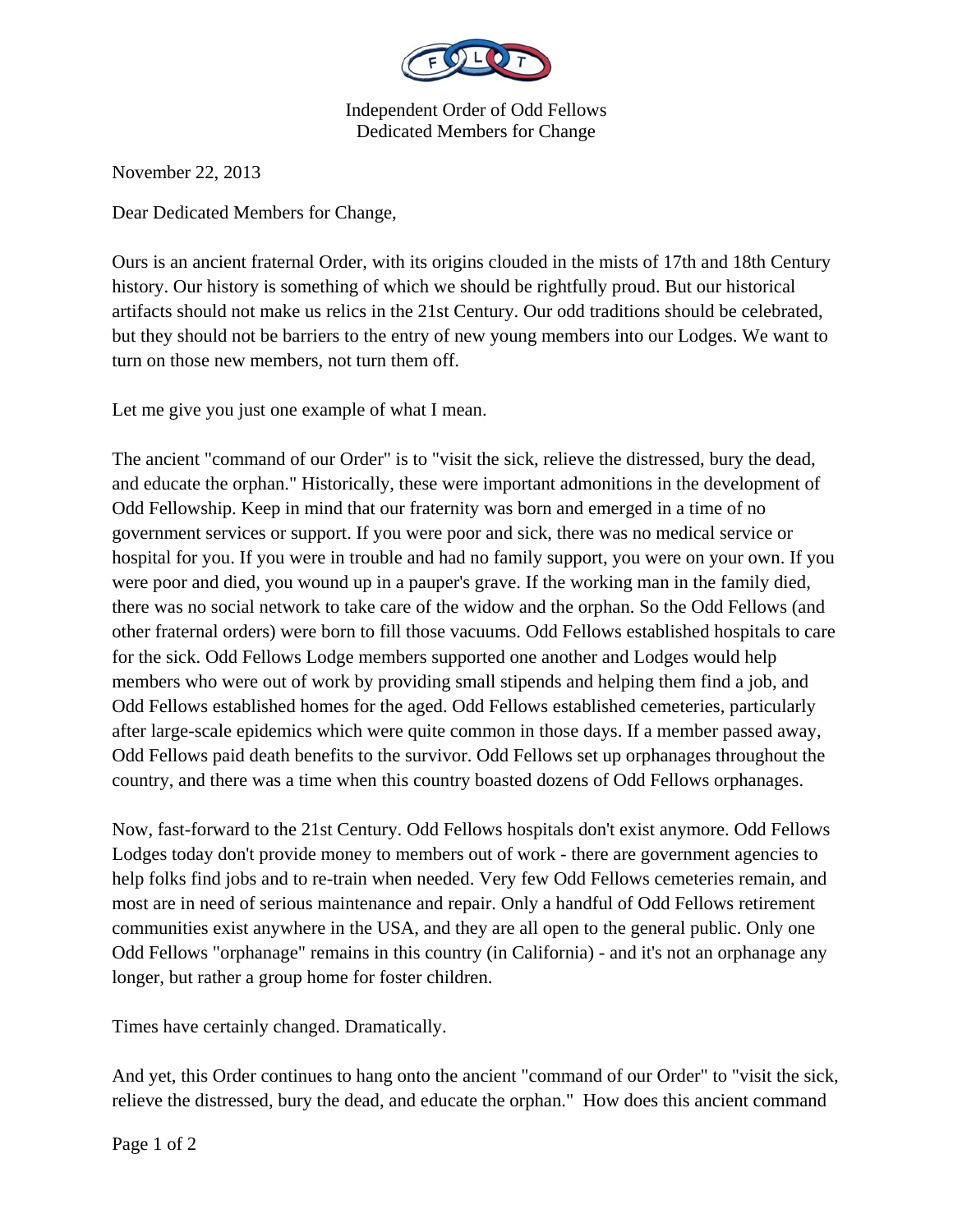Independent Order of Odd Fellows
Dedicated Members for Change

November 22, 2013

Dear Dedicated Members for Change,

Ours is an ancient fraternal Order, with its origins clouded in the mists of 17th and 18th Century history. Our history is something of which we should be rightfully proud. But our historical artifacts should not make us relics in the 21st Century. Our odd traditions should be celebrated, but they should not be barriers to the entry of new young members into our Lodges. We want to turn on those new members, not turn them off.

Let me give you just one example of what I mean.

The ancient "command of our Order" is to "visit the sick, relieve the distressed, bury the dead, and educate the orphan." Historically, these were important admonitions in the development of Odd Fellowship. Keep in mind that our fraternity was born and emerged in a time of no government services or support. If you were poor and sick, there was no medical service or hospital for you. If you were in trouble and had no family support, you were on your own. If you were poor and died, you wound up in a pauper's grave. If the working man in the family died, there was no social network to take care of the widow and the orphan. So the Odd Fellows (and other fraternal orders) were born to fill those vacuums. Odd Fellows established hospitals to care for the sick. Odd Fellows Lodge members supported one another and Lodges would help members who were out of work by providing small stipends and helping them find a job, and Odd Fellows established homes for the aged. Odd Fellows established cemeteries, particularly after large-scale epidemics which were quite common in those days. If a member passed away, Odd Fellows paid death benefits to the survivor. Odd Fellows set up orphanages throughout the country, and there was a time when this country boasted dozens of Odd Fellows orphanages.

Now, fast-forward to the 21st Century. Odd Fellows hospitals don't exist anymore. Odd Fellows Lodges today don't provide money to members out of work - there are government agencies to help folks find jobs and to re-train when needed. Very few Odd Fellows cemeteries remain, and most are in need of serious maintenance and repair. Only a handful of Odd Fellows retirement communities exist anywhere in the USA, and they are all open to the general public. Only one Odd Fellows "orphanage" remains in this country (in California) - and it's not an orphanage any longer, but rather a group home for foster children.

Times have certainly changed. Dramatically.

And yet, this Order continues to hang onto the ancient "command of our Order" to "visit the sick, relieve the distressed, bury the dead, and educate the orphan." How does this ancient command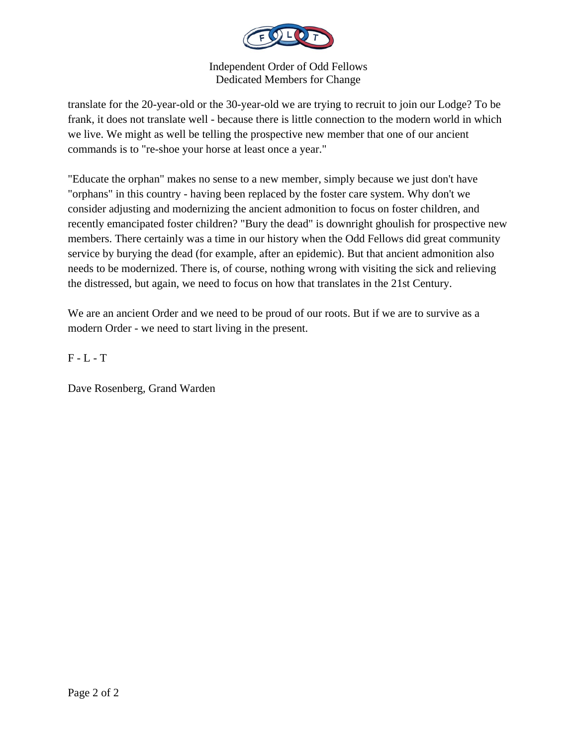translate for the 20-year-old or the 30-year-old we are trying to recruit to join our Lodge? To be frank, it does not translate well - because there is little connection to the modern world in which we live. We might as well be telling the prospective new member that one of our ancient commands is to "re-shoe your horse at least once a year."

"Educate the orphan" makes no sense to a new member, simply because we just don't have "orphans" in this country - having been replaced by the foster care system. Why don't we consider adjusting and modernizing the ancient admonition to focus on foster children, and recently emancipated foster children? "Bury the dead" is downright ghoulish for prospective new members. There certainly was a time in our history when the Odd Fellows did great community service by burying the dead (for example, after an epidemic). But that ancient admonition also needs to be modernized. There is, of course, nothing wrong with visiting the sick and relieving the distressed, but again, we need to focus on how that translates in the 21st Century.

We are an ancient Order and we need to be proud of our roots. But if we are to survive as a modern Order - we need to start living in the present.

F - L - T

Dave Rosenberg, Grand Warden